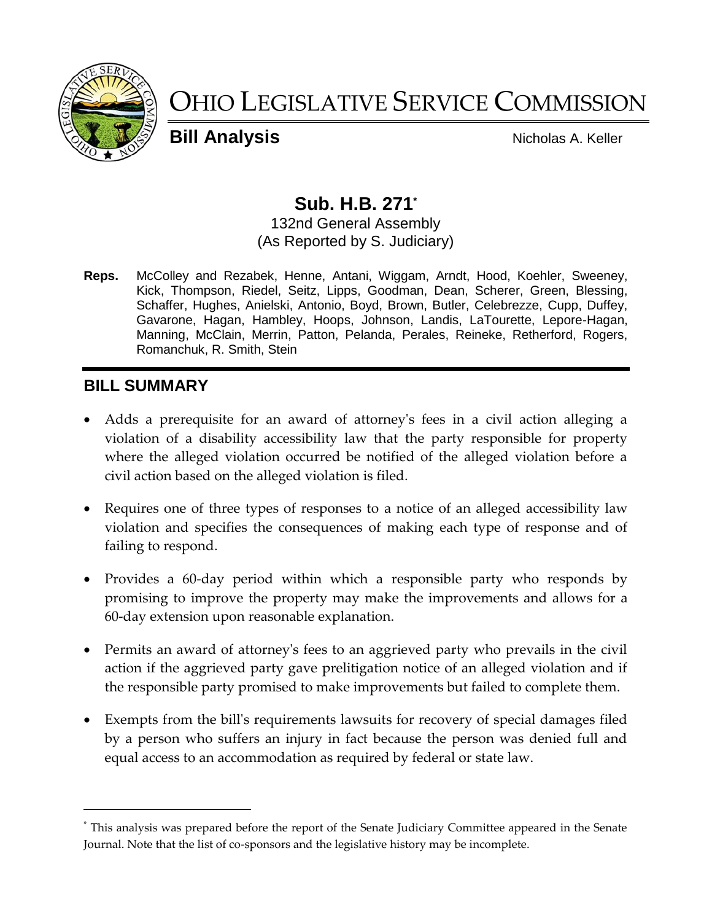# OHIO LEGISLATIVE SERVICE COMMISSION

**Bill Analysis** Nicholas A. Keller

## Sub. H.B. 271[*]

132nd General Assembly
(As Reported by S. Judiciary)

**Reps.** McColley and Rezabek, Henne, Antani, Wiggam, Arndt, Hood, Koehler, Sweeney, Kick, Thompson, Riedel, Seitz, Lipps, Goodman, Dean, Scherer, Green, Blessing, Schaffer, Hughes, Anielski, Antonio, Boyd, Brown, Butler, Celebrezze, Cupp, Duffey, Gavarone, Hagan, Hambley, Hoops, Johnson, Landis, LaTourette, Lepore-Hagan, Manning, McClain, Merrin, Patton, Pelanda, Perales, Reineke, Retherford, Rogers, Romanchuk, R. Smith, Stein

## BILL SUMMARY

- Adds a prerequisite for an award of attorney's fees in a civil action alleging a violation of a disability accessibility law that the party responsible for property where the alleged violation occurred be notified of the alleged violation before a civil action based on the alleged violation is filed.
- Requires one of three types of responses to a notice of an alleged accessibility law violation and specifies the consequences of making each type of response and of failing to respond.
- Provides a 60-day period within which a responsible party who responds by promising to improve the property may make the improvements and allows for a 60-day extension upon reasonable explanation.
- Permits an award of attorney's fees to an aggrieved party who prevails in the civil action if the aggrieved party gave prelitigation notice of an alleged violation and if the responsible party promised to make improvements but failed to complete them.
- Exempts from the bill's requirements lawsuits for recovery of special damages filed by a person who suffers an injury in fact because the person was denied full and equal access to an accommodation as required by federal or state law.

---

[*] This analysis was prepared before the report of the Senate Judiciary Committee appeared in the Senate Journal. Note that the list of co-sponsors and the legislative history may be incomplete.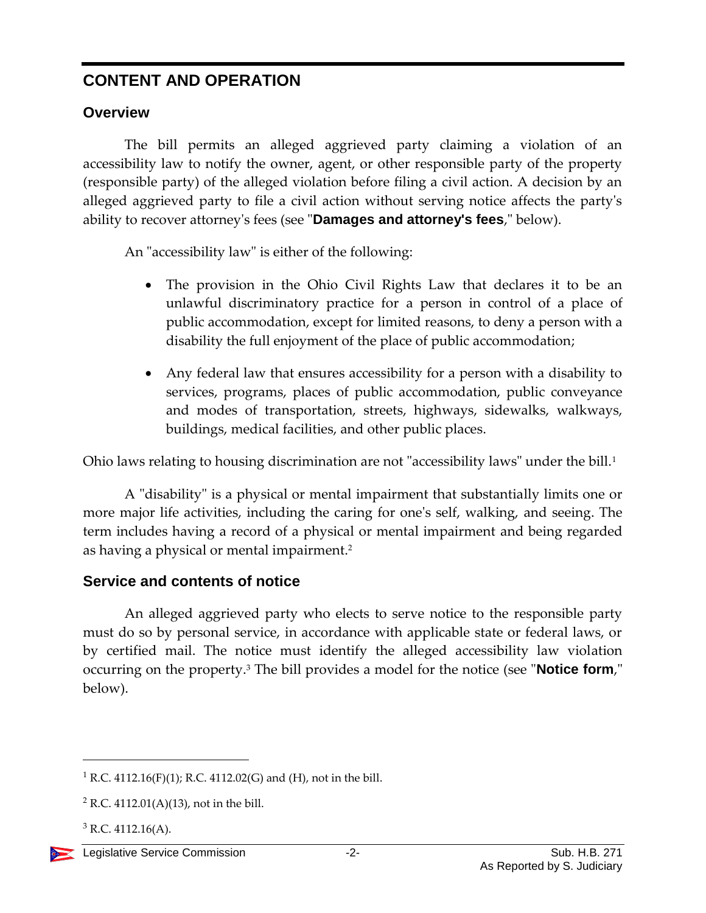## CONTENT AND OPERATION

### Overview

The bill permits an alleged aggrieved party claiming a violation of an accessibility law to notify the owner, agent, or other responsible party of the property (responsible party) of the alleged violation before filing a civil action. A decision by an alleged aggrieved party to file a civil action without serving notice affects the party's ability to recover attorney's fees (see "**Damages and attorney's fees**," below).

An "accessibility law" is either of the following:

- The provision in the Ohio Civil Rights Law that declares it to be an unlawful discriminatory practice for a person in control of a place of public accommodation, except for limited reasons, to deny a person with a disability the full enjoyment of the place of public accommodation;
- Any federal law that ensures accessibility for a person with a disability to services, programs, places of public accommodation, public conveyance and modes of transportation, streets, highways, sidewalks, walkways, buildings, medical facilities, and other public places.

Ohio laws relating to housing discrimination are not "accessibility laws" under the bill.[1]

A "disability" is a physical or mental impairment that substantially limits one or more major life activities, including the caring for one's self, walking, and seeing. The term includes having a record of a physical or mental impairment and being regarded as having a physical or mental impairment.[2]

### Service and contents of notice

An alleged aggrieved party who elects to serve notice to the responsible party must do so by personal service, in accordance with applicable state or federal laws, or by certified mail. The notice must identify the alleged accessibility law violation occurring on the property.[3] The bill provides a model for the notice (see "**Notice form**," below).

---

[1] R.C. 4112.16(F)(1); R.C. 4112.02(G) and (H), not in the bill.

[2] R.C. 4112.01(A)(13), not in the bill.

[3] R.C. 4112.16(A).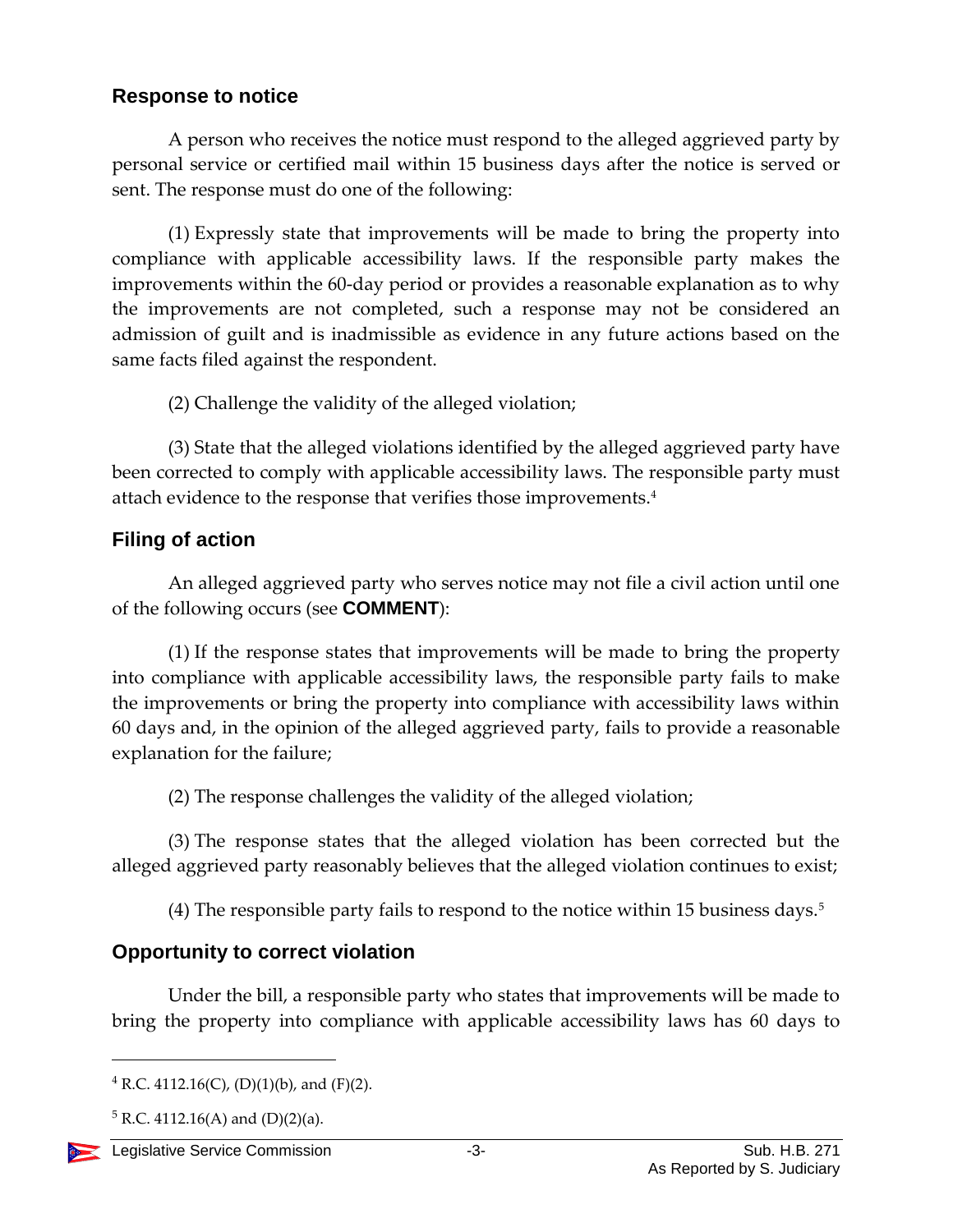## Response to notice

A person who receives the notice must respond to the alleged aggrieved party by personal service or certified mail within 15 business days after the notice is served or sent. The response must do one of the following:

(1) Expressly state that improvements will be made to bring the property into compliance with applicable accessibility laws. If the responsible party makes the improvements within the 60-day period or provides a reasonable explanation as to why the improvements are not completed, such a response may not be considered an admission of guilt and is inadmissible as evidence in any future actions based on the same facts filed against the respondent.

(2) Challenge the validity of the alleged violation;

(3) State that the alleged violations identified by the alleged aggrieved party have been corrected to comply with applicable accessibility laws. The responsible party must attach evidence to the response that verifies those improvements.[4]

## Filing of action

An alleged aggrieved party who serves notice may not file a civil action until one of the following occurs (see **COMMENT**):

(1) If the response states that improvements will be made to bring the property into compliance with applicable accessibility laws, the responsible party fails to make the improvements or bring the property into compliance with accessibility laws within 60 days and, in the opinion of the alleged aggrieved party, fails to provide a reasonable explanation for the failure;

(2) The response challenges the validity of the alleged violation;

(3) The response states that the alleged violation has been corrected but the alleged aggrieved party reasonably believes that the alleged violation continues to exist;

(4) The responsible party fails to respond to the notice within 15 business days.[5]

## Opportunity to correct violation

Under the bill, a responsible party who states that improvements will be made to bring the property into compliance with applicable accessibility laws has 60 days to

---

[4] R.C. 4112.16(C), (D)(1)(b), and (F)(2).

[5] R.C. 4112.16(A) and (D)(2)(a).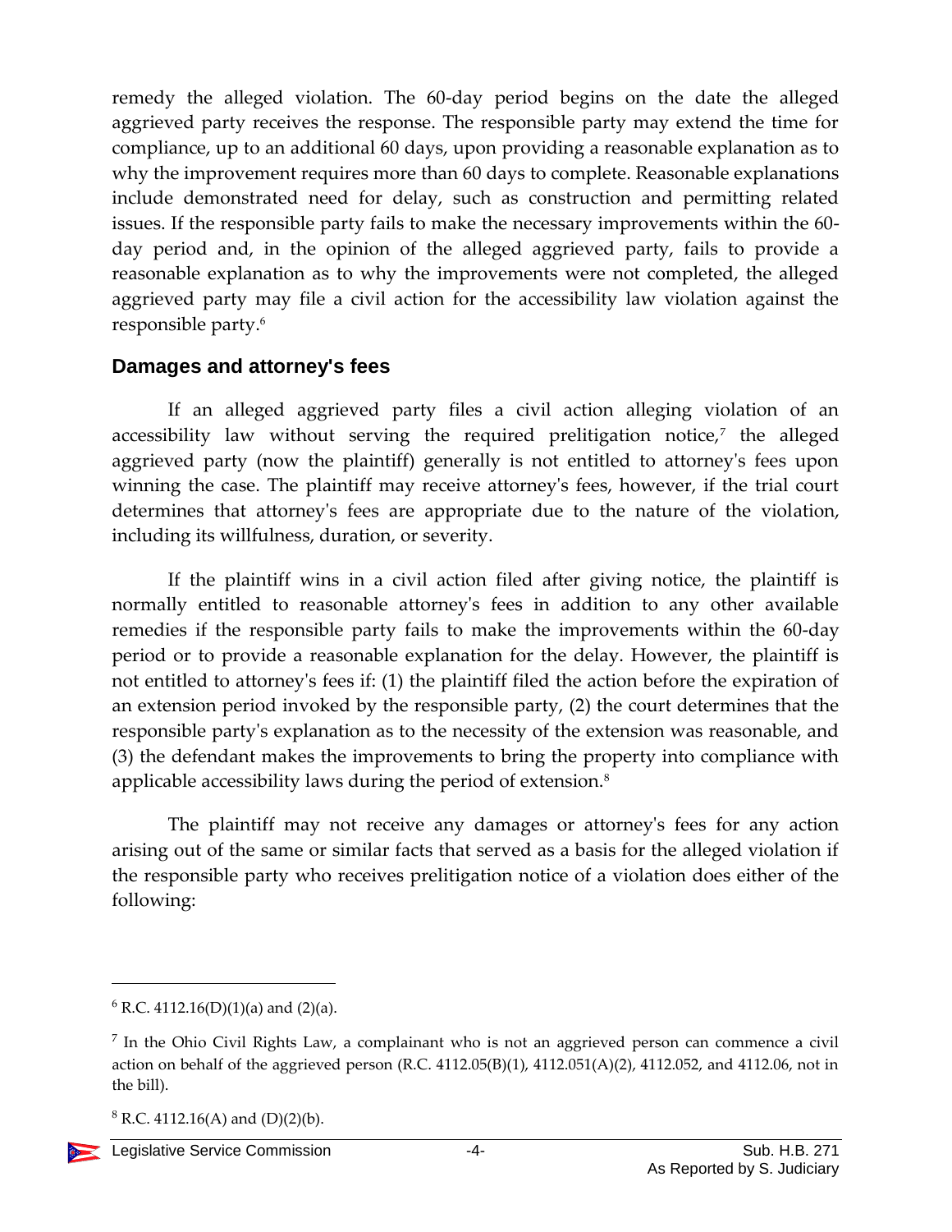remedy the alleged violation. The 60-day period begins on the date the alleged aggrieved party receives the response. The responsible party may extend the time for compliance, up to an additional 60 days, upon providing a reasonable explanation as to why the improvement requires more than 60 days to complete. Reasonable explanations include demonstrated need for delay, such as construction and permitting related issues. If the responsible party fails to make the necessary improvements within the 60-day period and, in the opinion of the alleged aggrieved party, fails to provide a reasonable explanation as to why the improvements were not completed, the alleged aggrieved party may file a civil action for the accessibility law violation against the responsible party.[6]

### Damages and attorney's fees

If an alleged aggrieved party files a civil action alleging violation of an accessibility law without serving the required prelitigation notice,[7] the alleged aggrieved party (now the plaintiff) generally is not entitled to attorney's fees upon winning the case. The plaintiff may receive attorney's fees, however, if the trial court determines that attorney's fees are appropriate due to the nature of the violation, including its willfulness, duration, or severity.

If the plaintiff wins in a civil action filed after giving notice, the plaintiff is normally entitled to reasonable attorney's fees in addition to any other available remedies if the responsible party fails to make the improvements within the 60-day period or to provide a reasonable explanation for the delay. However, the plaintiff is not entitled to attorney's fees if: (1) the plaintiff filed the action before the expiration of an extension period invoked by the responsible party, (2) the court determines that the responsible party's explanation as to the necessity of the extension was reasonable, and (3) the defendant makes the improvements to bring the property into compliance with applicable accessibility laws during the period of extension.[8]

The plaintiff may not receive any damages or attorney's fees for any action arising out of the same or similar facts that served as a basis for the alleged violation if the responsible party who receives prelitigation notice of a violation does either of the following:

---

[6] R.C. 4112.16(D)(1)(a) and (2)(a).

[7] In the Ohio Civil Rights Law, a complainant who is not an aggrieved person can commence a civil action on behalf of the aggrieved person (R.C. 4112.05(B)(1), 4112.051(A)(2), 4112.052, and 4112.06, not in the bill).

[8] R.C. 4112.16(A) and (D)(2)(b).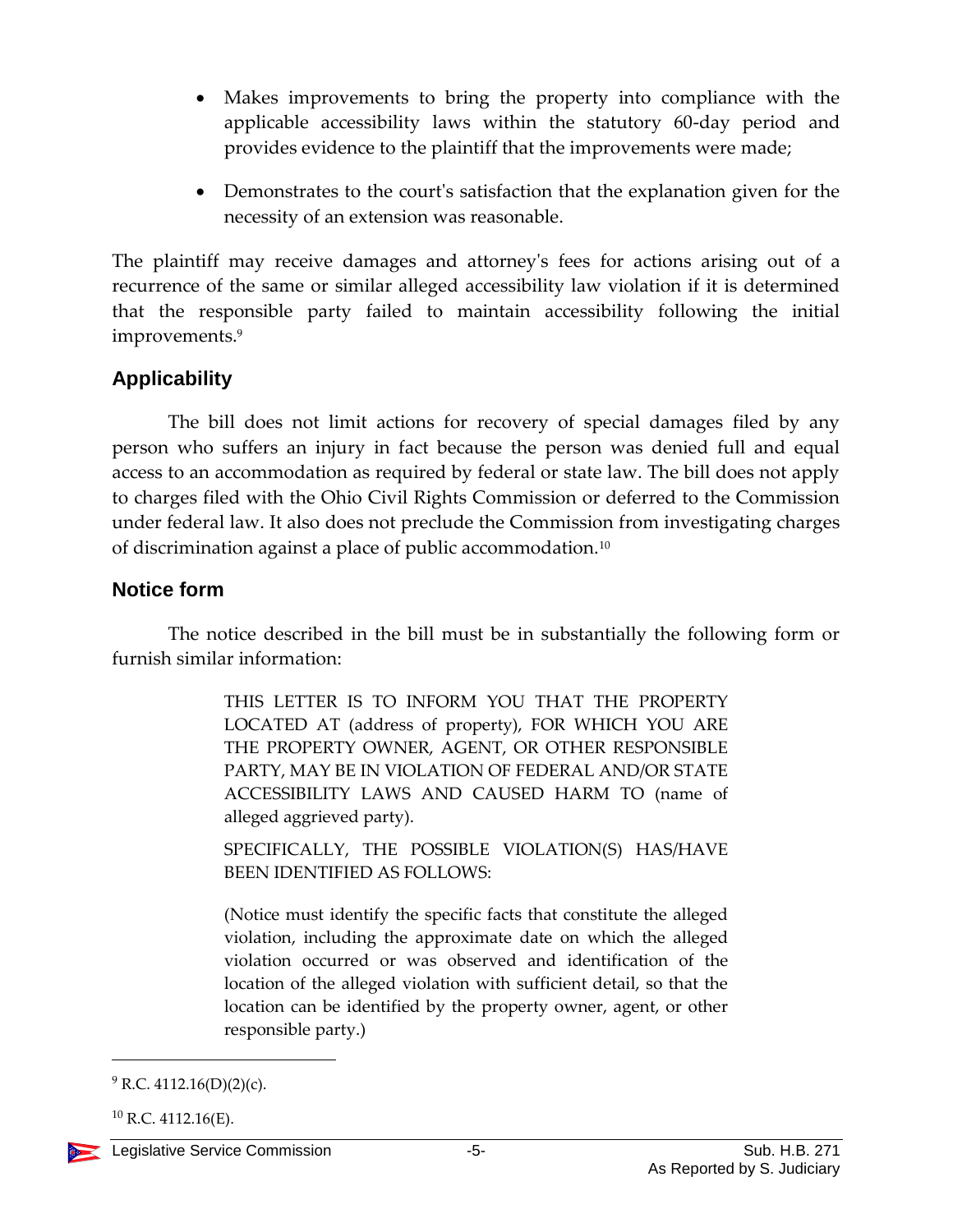- Makes improvements to bring the property into compliance with the applicable accessibility laws within the statutory 60-day period and provides evidence to the plaintiff that the improvements were made;
- Demonstrates to the court's satisfaction that the explanation given for the necessity of an extension was reasonable.

The plaintiff may receive damages and attorney's fees for actions arising out of a recurrence of the same or similar alleged accessibility law violation if it is determined that the responsible party failed to maintain accessibility following the initial improvements.[9]

## Applicability

The bill does not limit actions for recovery of special damages filed by any person who suffers an injury in fact because the person was denied full and equal access to an accommodation as required by federal or state law. The bill does not apply to charges filed with the Ohio Civil Rights Commission or deferred to the Commission under federal law. It also does not preclude the Commission from investigating charges of discrimination against a place of public accommodation.[10]

## Notice form

The notice described in the bill must be in substantially the following form or furnish similar information:

> THIS LETTER IS TO INFORM YOU THAT THE PROPERTY LOCATED AT (address of property), FOR WHICH YOU ARE THE PROPERTY OWNER, AGENT, OR OTHER RESPONSIBLE PARTY, MAY BE IN VIOLATION OF FEDERAL AND/OR STATE ACCESSIBILITY LAWS AND CAUSED HARM TO (name of alleged aggrieved party).
>
> SPECIFICALLY, THE POSSIBLE VIOLATION(S) HAS/HAVE BEEN IDENTIFIED AS FOLLOWS:
>
> (Notice must identify the specific facts that constitute the alleged violation, including the approximate date on which the alleged violation occurred or was observed and identification of the location of the alleged violation with sufficient detail, so that the location can be identified by the property owner, agent, or other responsible party.)

---

[9] R.C. 4112.16(D)(2)(c).

[10] R.C. 4112.16(E).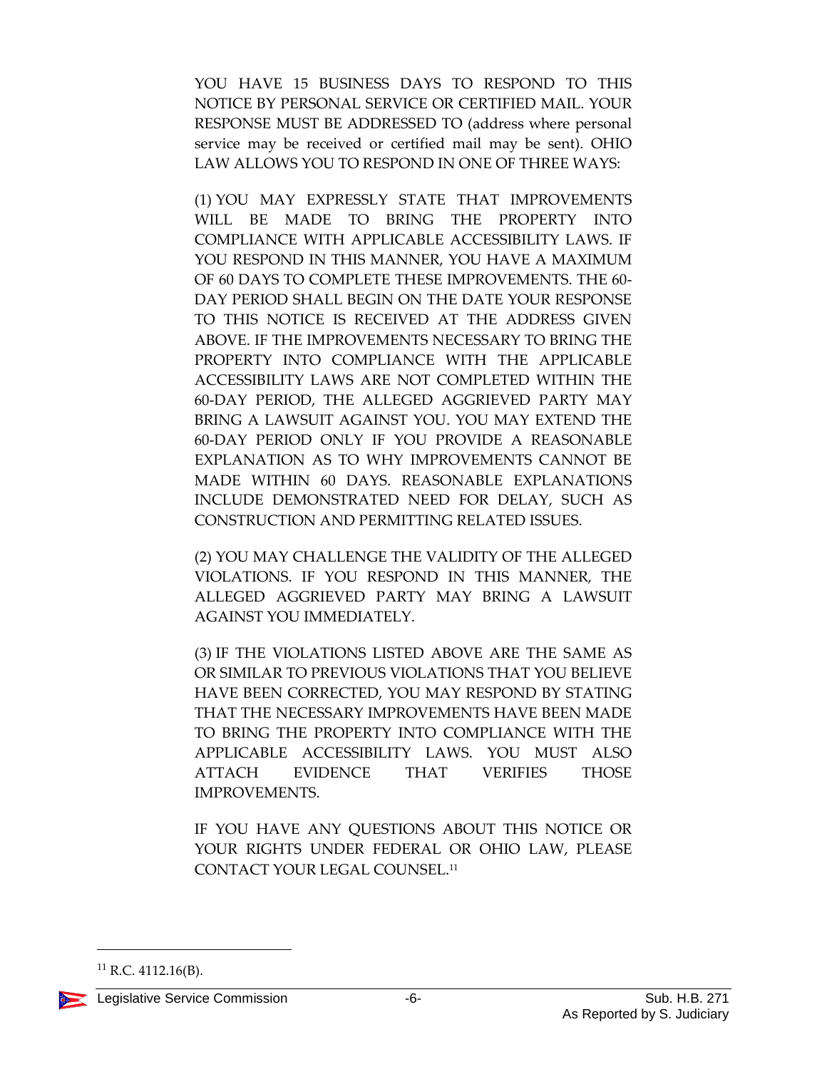YOU HAVE 15 BUSINESS DAYS TO RESPOND TO THIS NOTICE BY PERSONAL SERVICE OR CERTIFIED MAIL. YOUR RESPONSE MUST BE ADDRESSED TO (address where personal service may be received or certified mail may be sent). OHIO LAW ALLOWS YOU TO RESPOND IN ONE OF THREE WAYS:

(1) YOU MAY EXPRESSLY STATE THAT IMPROVEMENTS WILL BE MADE TO BRING THE PROPERTY INTO COMPLIANCE WITH APPLICABLE ACCESSIBILITY LAWS. IF YOU RESPOND IN THIS MANNER, YOU HAVE A MAXIMUM OF 60 DAYS TO COMPLETE THESE IMPROVEMENTS. THE 60-DAY PERIOD SHALL BEGIN ON THE DATE YOUR RESPONSE TO THIS NOTICE IS RECEIVED AT THE ADDRESS GIVEN ABOVE. IF THE IMPROVEMENTS NECESSARY TO BRING THE PROPERTY INTO COMPLIANCE WITH THE APPLICABLE ACCESSIBILITY LAWS ARE NOT COMPLETED WITHIN THE 60-DAY PERIOD, THE ALLEGED AGGRIEVED PARTY MAY BRING A LAWSUIT AGAINST YOU. YOU MAY EXTEND THE 60-DAY PERIOD ONLY IF YOU PROVIDE A REASONABLE EXPLANATION AS TO WHY IMPROVEMENTS CANNOT BE MADE WITHIN 60 DAYS. REASONABLE EXPLANATIONS INCLUDE DEMONSTRATED NEED FOR DELAY, SUCH AS CONSTRUCTION AND PERMITTING RELATED ISSUES.

(2) YOU MAY CHALLENGE THE VALIDITY OF THE ALLEGED VIOLATIONS. IF YOU RESPOND IN THIS MANNER, THE ALLEGED AGGRIEVED PARTY MAY BRING A LAWSUIT AGAINST YOU IMMEDIATELY.

(3) IF THE VIOLATIONS LISTED ABOVE ARE THE SAME AS OR SIMILAR TO PREVIOUS VIOLATIONS THAT YOU BELIEVE HAVE BEEN CORRECTED, YOU MAY RESPOND BY STATING THAT THE NECESSARY IMPROVEMENTS HAVE BEEN MADE TO BRING THE PROPERTY INTO COMPLIANCE WITH THE APPLICABLE ACCESSIBILITY LAWS. YOU MUST ALSO ATTACH EVIDENCE THAT VERIFIES THOSE IMPROVEMENTS.

IF YOU HAVE ANY QUESTIONS ABOUT THIS NOTICE OR YOUR RIGHTS UNDER FEDERAL OR OHIO LAW, PLEASE CONTACT YOUR LEGAL COUNSEL.[11]

---

[11] R.C. 4112.16(B).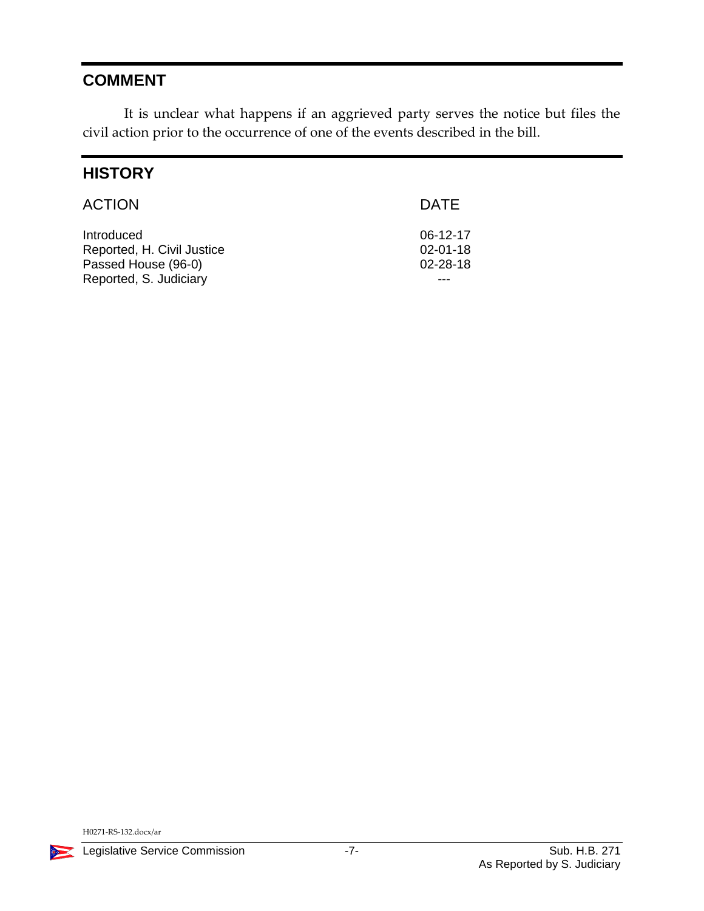## COMMENT

It is unclear what happens if an aggrieved party serves the notice but files the civil action prior to the occurrence of one of the events described in the bill.

## HISTORY

| ACTION | DATE |
|---|---|
| Introduced | 06-12-17 |
| Reported, H. Civil Justice | 02-01-18 |
| Passed House (96-0) | 02-28-18 |
| Reported, S. Judiciary | --- |

H0271-RS-132.docx/ar